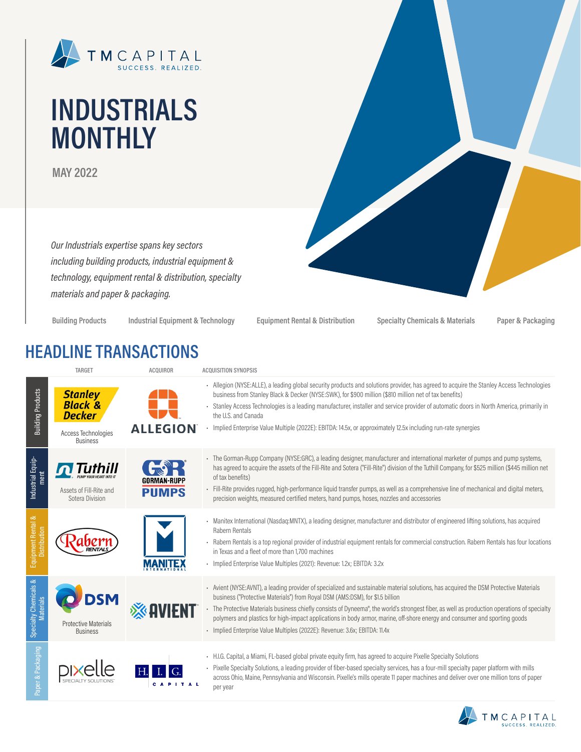TM CAPITAL
SUCCESS. REALIZED.

# INDUSTRIALS MONTHLY

MAY 2022

*Our Industrials expertise spans key sectors including building products, industrial equipment & technology, equipment rental & distribution, specialty materials and paper & packaging.*

Building Products | Industrial Equipment & Technology | Equipment Rental & Distribution | Specialty Chemicals & Materials | Paper & Packaging

## HEADLINE TRANSACTIONS

| Sector | Target | Acquiror | Acquisition Synopsis |
|---|---|---|---|
| Building Products | Stanley Black & Decker – Access Technologies Business | Allegion | • Allegion (NYSE:ALLE), a leading global security products and solutions provider, has agreed to acquire the Stanley Access Technologies business from Stanley Black & Decker (NYSE:SWK), for $900 million ($810 million net of tax benefits)<br>• Stanley Access Technologies is a leading manufacturer, installer and service provider of automatic doors in North America, primarily in the U.S. and Canada<br>• Implied Enterprise Value Multiple (2022E): EBITDA: 14.5x, or approximately 12.5x including run-rate synergies |
| Industrial Equipment | Tuthill – Assets of Fill-Rite and Sotera Division | Gorman-Rupp Pumps | • The Gorman-Rupp Company (NYSE:GRC), a leading designer, manufacturer and international marketer of pumps and pump systems, has agreed to acquire the assets of the Fill-Rite and Sotera ("Fill-Rite") division of the Tuthill Company, for $525 million ($445 million net of tax benefits)<br>• Fill-Rite provides rugged, high-performance liquid transfer pumps, as well as a comprehensive line of mechanical and digital meters, precision weights, measured certified meters, hand pumps, hoses, nozzles and accessories |
| Equipment Rental & Distribution | Rabern Rentals | Manitex International | • Manitex International (Nasdaq:MNTX), a leading designer, manufacturer and distributor of engineered lifting solutions, has acquired Rabern Rentals<br>• Rabern Rentals is a top regional provider of industrial equipment rentals for commercial construction. Rabern Rentals has four locations in Texas and a fleet of more than 1,700 machines<br>• Implied Enterprise Value Multiples (2021): Revenue: 1.2x; EBITDA: 3.2x |
| Specialty Chemicals & Materials | DSM – Protective Materials Business | Avient | • Avient (NYSE:AVNT), a leading provider of specialized and sustainable material solutions, has acquired the DSM Protective Materials business ("Protective Materials") from Royal DSM (AMS:DSM), for $1.5 billion<br>• The Protective Materials business chiefly consists of Dyneema®, the world's strongest fiber, as well as production operations of specialty polymers and plastics for high-impact applications in body armor, marine, off-shore energy and consumer and sporting goods<br>• Implied Enterprise Value Multiples (2022E): Revenue: 3.6x; EBITDA: 11.4x |
| Paper & Packaging | Pixelle Specialty Solutions | H.I.G. Capital | • H.I.G. Capital, a Miami, FL-based global private equity firm, has agreed to acquire Pixelle Specialty Solutions<br>• Pixelle Specialty Solutions, a leading provider of fiber-based specialty services, has a four-mill specialty paper platform with mills across Ohio, Maine, Pennsylvania and Wisconsin. Pixelle's mills operate 11 paper machines and deliver over one million tons of paper per year |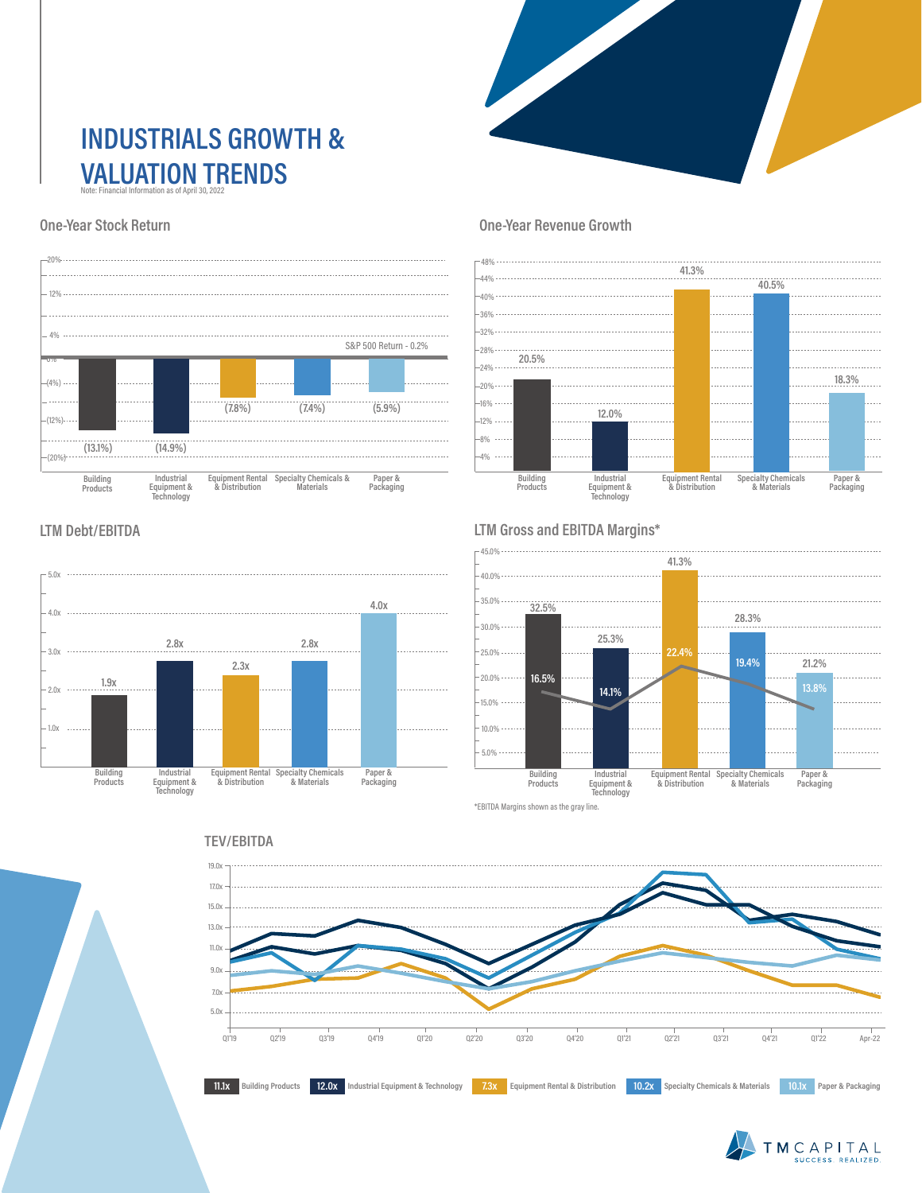# INDUSTRIALS GROWTH & VALUATION TRENDS

Note: Financial Information as of April 30, 2022

## One-Year Stock Return

| Sector | One-Year Stock Return |
|---|---|
| Building Products | (13.1%) |
| Industrial Equipment & Technology | (14.9%) |
| Equipment Rental & Distribution | (7.8%) |
| Specialty Chemicals & Materials | (7.4%) |
| Paper & Packaging | (5.9%) |

S&P 500 Return - 0.2%

## One-Year Revenue Growth

| Sector | One-Year Revenue Growth |
|---|---|
| Building Products | 20.5% |
| Industrial Equipment & Technology | 12.0% |
| Equipment Rental & Distribution | 41.3% |
| Specialty Chemicals & Materials | 40.5% |
| Paper & Packaging | 18.3% |

## LTM Debt/EBITDA

| Sector | LTM Debt/EBITDA |
|---|---|
| Building Products | 1.9x |
| Industrial Equipment & Technology | 2.8x |
| Equipment Rental & Distribution | 2.3x |
| Specialty Chemicals & Materials | 2.8x |
| Paper & Packaging | 4.0x |

## LTM Gross and EBITDA Margins*

| Sector | Gross Margin | EBITDA Margin |
|---|---|---|
| Building Products | 32.5% | 16.5% |
| Industrial Equipment & Technology | 25.3% | 14.1% |
| Equipment Rental & Distribution | 41.3% | 22.4% |
| Specialty Chemicals & Materials | 28.3% | 19.4% |
| Paper & Packaging | 21.2% | 13.8% |

*EBITDA Margins shown as the gray line.

## TEV/EBITDA

| Sector | TEV/EBITDA |
|---|---|
| Building Products | 11.1x |
| Industrial Equipment & Technology | 12.0x |
| Equipment Rental & Distribution | 7.3x |
| Specialty Chemicals & Materials | 10.2x |
| Paper & Packaging | 10.1x |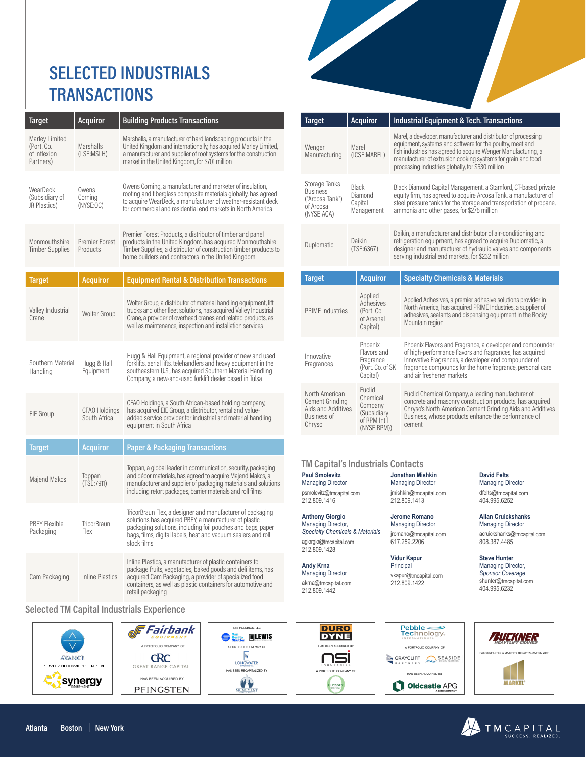# SELECTED INDUSTRIALS TRANSACTIONS

| Target | Acquiror | Building Products Transactions |
|---|---|---|
| Marley Limited (Port. Co. of Inflexion Partners) | Marshalls (LSE:MSLH) | Marshalls, a manufacturer of hard landscaping products in the United Kingdom and internationally, has acquired Marley Limited, a manufacturer and supplier of roof systems for the construction market in the United Kingdom, for $701 million |
| WearDeck (Subsidiary of JR Plastics) | Owens Corning (NYSE:OC) | Owens Corning, a manufacturer and marketer of insulation, roofing and fiberglass composite materials globally, has agreed to acquire WearDeck, a manufacturer of weather-resistant deck for commercial and residential end markets in North America |
| Monmouthshire Timber Supplies | Premier Forest Products | Premier Forest Products, a distributor of timber and panel products in the United Kingdom, has acquired Monmouthshire Timber Supplies, a distributor of construction timber products to home builders and contractors in the United Kingdom |

| Target | Acquiror | Equipment Rental & Distribution Transactions |
|---|---|---|
| Valley Industrial Crane | Wolter Group | Wolter Group, a distributor of material handling equipment, lift trucks and other fleet solutions, has acquired Valley Industrial Crane, a provider of overhead cranes and related products, as well as maintenance, inspection and installation services |
| Southern Material Handling | Hugg & Hall Equipment | Hugg & Hall Equipment, a regional provider of new and used forklifts, aerial lifts, telehandlers and heavy equipment in the southeastern U.S., has acquired Southern Material Handling Company, a new-and-used forklift dealer based in Tulsa |
| EIE Group | CFAO Holdings South Africa | CFAO Holdings, a South African-based holding company, has acquired EIE Group, a distributor, rental and value-added service provider for industrial and material handling equipment in South Africa |

| Target | Acquiror | Paper & Packaging Transactions |
|---|---|---|
| Majend Makcs | Toppan (TSE:7911) | Toppan, a global leader in communication, security, packaging and décor materials, has agreed to acquire Majend Makcs, a manufacturer and supplier of packaging materials and solutions including retort packages, barrier materials and roll films |
| PBFY Flexible Packaging | TricorBraun Flex | TricorBraun Flex, a designer and manufacturer of packaging solutions has acquired PBFY, a manufacturer of plastic packaging solutions, including foil pouches and bags, paper bags, films, digital labels, heat and vacuum sealers and roll stock films |
| Cam Packaging | Inline Plastics | Inline Plastics, a manufacturer of plastic containers to package fruits, vegetables, baked goods and deli items, has acquired Cam Packaging, a provider of specialized food containers, as well as plastic containers for automotive and retail packaging |

| Target | Acquiror | Industrial Equipment & Tech. Transactions |
|---|---|---|
| Wenger Manufacturing | Marel (ICSE:MAREL) | Marel, a developer, manufacturer and distributor of processing equipment, systems and software for the poultry, meat and fish industries has agreed to acquire Wenger Manufacturing, a manufacturer of extrusion cooking systems for grain and food processing industries globally, for $530 million |
| Storage Tanks Business ("Arcosa Tank") of Arcosa (NYSE:ACA) | Black Diamond Capital Management | Black Diamond Capital Management, a Stamford, CT-based private equity firm, has agreed to acquire Arcosa Tank, a manufacturer of steel pressure tanks for the storage and transportation of propane, ammonia and other gases, for $275 million |
| Duplomatic | Daikin (TSE:6367) | Daikin, a manufacturer and distributor of air-conditioning and refrigeration equipment, has agreed to acquire Duplomatic, a designer and manufacturer of hydraulic valves and components serving industrial end markets, for $232 million |

| Target | Acquiror | Specialty Chemicals & Materials |
|---|---|---|
| PRIME Industries | Applied Adhesives (Port. Co. of Arsenal Capital) | Applied Adhesives, a premier adhesive solutions provider in North America, has acquired PRIME Industries, a supplier of adhesives, sealants and dispensing equipment in the Rocky Mountain region |
| Innovative Fragrances | Phoenix Flavors and Fragrance (Port. Co. of SK Capital) | Phoenix Flavors and Fragrance, a developer and compounder of high-performance flavors and fragrances, has acquired Innovative Fragrances, a developer and compounder of fragrance compounds for the home fragrance, personal care and air freshener markets |
| North American Cement Grinding Aids and Additives Business of Chryso | Euclid Chemical Company (Subsidiary of RPM Int'l (NYSE:RPM)) | Euclid Chemical Company, a leading manufacturer of concrete and masonry construction products, has acquired Chryso's North American Cement Grinding Aids and Additives Business, whose products enhance the performance of cement |

## TM Capital's Industrials Contacts

**Paul Smolevitz**
Managing Director
psmolevitz@tmcapital.com
212.809.1416

**Anthony Giorgio**
Managing Director, *Specialty Chemicals & Materials*
agiorgio@tmcapital.com
212.809.1428

**Andy Krna**
Managing Director
akrna@tmcapital.com
212.809.1442

**Jonathan Mishkin**
Managing Director
jmishkin@tmcapital.com
212.809.1413

**Jerome Romano**
Managing Director
jromano@tmcapital.com
617.259.2206

**Vidur Kapur**
Principal
vkapur@tmcapital.com
212.809.1422

**David Felts**
Managing Director
dfelts@tmcapital.com
404.995.6252

**Allan Cruickshanks**
Managing Director
acruickshanks@tmcapital.com
808.387.4485

**Steve Hunter**
Managing Director, *Sponsor Coverage*
shunter@tmcapital.com
404.995.6232

## Selected TM Capital Industrials Experience

AVANCE — HAS MADE A SIGNIFICANT INVESTMENT IN — synergy EQUIPMENT

Fairbank EQUIPMENT — A PORTFOLIO COMPANY OF — GRC GREAT RANGE CAPITAL — HAS BEEN ACQUIRED BY — PFINGSTEN

SBS HOLDINGS, LLC — San Benito Shutter — LEWIS — A PORTFOLIO COMPANY OF — LONGWATER — HAS BEEN RECAPITALIZED BY — MONUMENT

DURO DYNE — HAS BEEN ACQUIRED BY — nsi INDUSTRIES — A PORTFOLIO COMPANY OF — ODYSSEY

Pebble Technology INTERNATIONAL — A PORTFOLIO COMPANY OF — GRAYCLIFF PARTNERS — SEASIDE — HAS BEEN ACQUIRED BY — Oldcastle APG A CRH COMPANY

BUCKNER HEAVYLIFT CRANES — HAS COMPLETED A MAJORITY RECAPITALIZATION WITH — MARKEL

Atlanta | Boston | New York

TM CAPITAL SUCCESS. REALIZED.